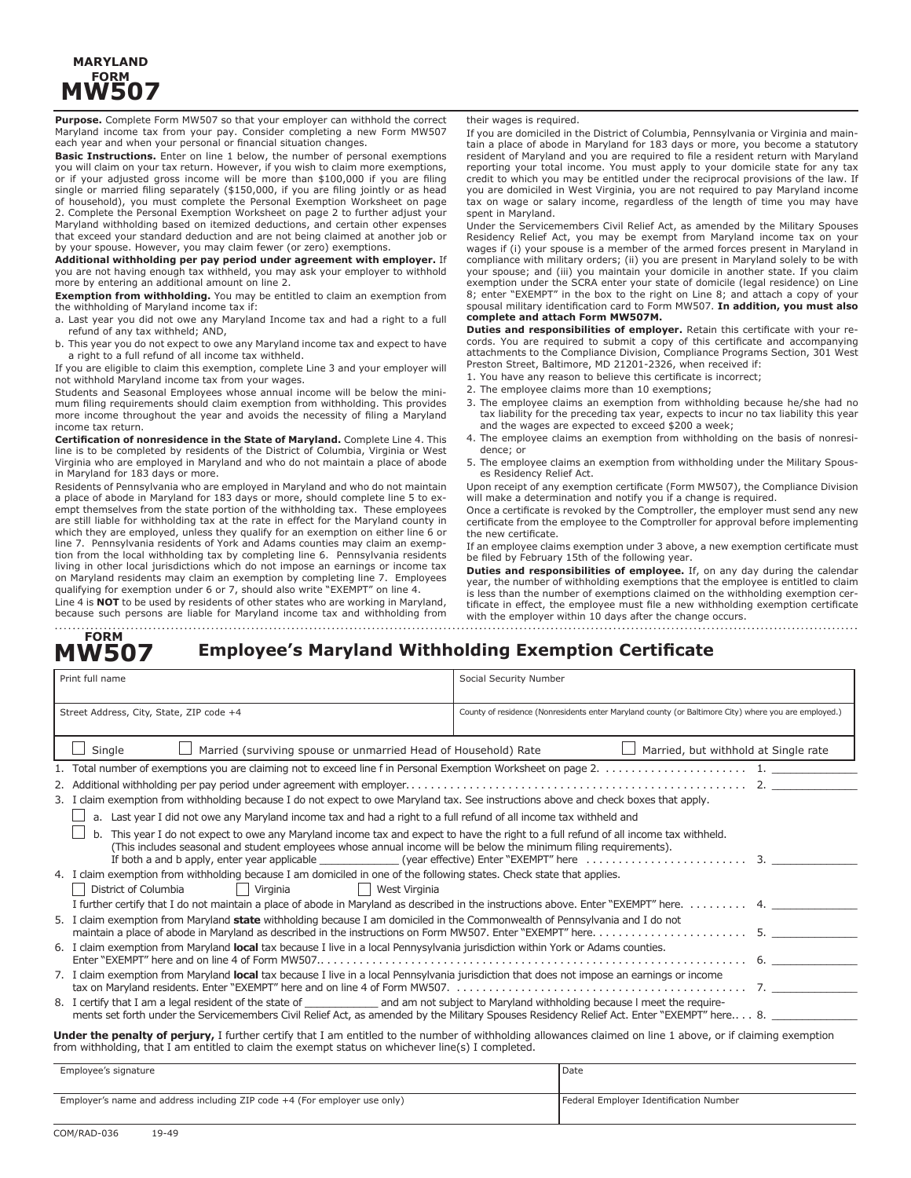**MARYLAND**
**FORM**
# MW507

**Purpose.** Complete Form MW507 so that your employer can withhold the correct Maryland income tax from your pay. Consider completing a new Form MW507 each year and when your personal or financial situation changes.

**Basic Instructions.** Enter on line 1 below, the number of personal exemptions you will claim on your tax return. However, if you wish to claim more exemptions, or if your adjusted gross income will be more than $100,000 if you are filing single or married filing separately ($150,000, if you are filing jointly or as head of household), you must complete the Personal Exemption Worksheet on page 2. Complete the Personal Exemption Worksheet on page 2 to further adjust your Maryland withholding based on itemized deductions, and certain other expenses that exceed your standard deduction and are not being claimed at another job or by your spouse. However, you may claim fewer (or zero) exemptions.

**Additional withholding per pay period under agreement with employer.** If you are not having enough tax withheld, you may ask your employer to withhold more by entering an additional amount on line 2.

**Exemption from withholding.** You may be entitled to claim an exemption from the withholding of Maryland income tax if:

a. Last year you did not owe any Maryland Income tax and had a right to a full refund of any tax withheld; AND,
b. This year you do not expect to owe any Maryland income tax and expect to have a right to a full refund of all income tax withheld.

If you are eligible to claim this exemption, complete Line 3 and your employer will not withhold Maryland income tax from your wages.

Students and Seasonal Employees whose annual income will be below the minimum filing requirements should claim exemption from withholding. This provides more income throughout the year and avoids the necessity of filing a Maryland income tax return.

**Certification of nonresidence in the State of Maryland.** Complete Line 4. This line is to be completed by residents of the District of Columbia, Virginia or West Virginia who are employed in Maryland and who do not maintain a place of abode in Maryland for 183 days or more.

Residents of Pennsylvania who are employed in Maryland and who do not maintain a place of abode in Maryland for 183 days or more, should complete line 5 to exempt themselves from the state portion of the withholding tax. These employees are still liable for withholding tax at the rate in effect for the Maryland county in which they are employed, unless they qualify for an exemption on either line 6 or line 7. Pennsylvania residents of York and Adams counties may claim an exemption from the local withholding tax by completing line 6. Pennsylvania residents living in other local jurisdictions which do not impose an earnings or income tax on Maryland residents may claim an exemption by completing line 7. Employees qualifying for exemption under 6 or 7, should also write "EXEMPT" on line 4.

Line 4 is **NOT** to be used by residents of other states who are working in Maryland, because such persons are liable for Maryland income tax and withholding from their wages is required.

If you are domiciled in the District of Columbia, Pennsylvania or Virginia and maintain a place of abode in Maryland for 183 days or more, you become a statutory resident of Maryland and you are required to file a resident return with Maryland reporting your total income. You must apply to your domicile state for any tax credit to which you may be entitled under the reciprocal provisions of the law. If you are domiciled in West Virginia, you are not required to pay Maryland income tax on wage or salary income, regardless of the length of time you may have spent in Maryland.

Under the Servicemembers Civil Relief Act, as amended by the Military Spouses Residency Relief Act, you may be exempt from Maryland income tax on your wages if (i) your spouse is a member of the armed forces present in Maryland in compliance with military orders; (ii) you are present in Maryland solely to be with your spouse; and (iii) you maintain your domicile in another state. If you claim exemption under the SCRA enter your state of domicile (legal residence) on Line 8; enter "EXEMPT" in the box to the right on Line 8; and attach a copy of your spousal military identification card to Form MW507. **In addition, you must also complete and attach Form MW507M.**

**Duties and responsibilities of employer.** Retain this certificate with your records. You are required to submit a copy of this certificate and accompanying attachments to the Compliance Division, Compliance Programs Section, 301 West Preston Street, Baltimore, MD 21201-2326, when received if:

1. You have any reason to believe this certificate is incorrect;
2. The employee claims more than 10 exemptions;
3. The employee claims an exemption from withholding because he/she had no tax liability for the preceding tax year, expects to incur no tax liability this year and the wages are expected to exceed $200 a week;
4. The employee claims an exemption from withholding on the basis of nonresidence; or
5. The employee claims an exemption from withholding under the Military Spouses Residency Relief Act.

Upon receipt of any exemption certificate (Form MW507), the Compliance Division will make a determination and notify you if a change is required.

Once a certificate is revoked by the Comptroller, the employer must send any new certificate from the employee to the Comptroller for approval before implementing the new certificate.

If an employee claims exemption under 3 above, a new exemption certificate must be filed by February 15th of the following year.

**Duties and responsibilities of employee.** If, on any day during the calendar year, the number of withholding exemptions that the employee is entitled to claim is less than the number of exemptions claimed on the withholding exemption certificate in effect, the employee must file a new withholding exemption certificate with the employer within 10 days after the change occurs.

---

**FORM**
## MW507 Employee's Maryland Withholding Exemption Certificate

| Print full name | Social Security Number |
|---|---|
| Street Address, City, State, ZIP code +4 | County of residence (Nonresidents enter Maryland county (or Baltimore City) where you are employed.) |

☐ Single ☐ Married (surviving spouse or unmarried Head of Household) Rate ☐ Married, but withhold at Single rate

1. Total number of exemptions you are claiming not to exceed line f in Personal Exemption Worksheet on page 2. . . . . . . . . . . . . . . . . . . . . . 1. ________
2. Additional withholding per pay period under agreement with employer. . . . . . . . . . . . . . . . . . . . . . . . . . . . . . . . . . . . . . . . . . . . . . . . . . . . 2. ________
3. I claim exemption from withholding because I do not expect to owe Maryland tax. See instructions above and check boxes that apply.
   - ☐ a. Last year I did not owe any Maryland income tax and had a right to a full refund of all income tax withheld and
   - ☐ b. This year I do not expect to owe any Maryland income tax and expect to have the right to a full refund of all income tax withheld. (This includes seasonal and student employees whose annual income will be below the minimum filing requirements).

   If both a and b apply, enter year applicable ____________ (year effective) Enter "EXEMPT" here . . . . . . . . . . . . . . . . . . . . . . . . 3. ________
4. I claim exemption from withholding because I am domiciled in one of the following states. Check state that applies.
   ☐ District of Columbia ☐ Virginia ☐ West Virginia
   I further certify that I do not maintain a place of abode in Maryland as described in the instructions above. Enter "EXEMPT" here. . . . . . . . . 4. ________
5. I claim exemption from Maryland **state** withholding because I am domiciled in the Commonwealth of Pennsylvania and I do not maintain a place of abode in Maryland as described in the instructions on Form MW507. Enter "EXEMPT" here. . . . . . . . . . . . . . . . . . . . . . . . 5. ________
6. I claim exemption from Maryland **local** tax because I live in a local Pennysylvania jurisdiction within York or Adams counties. Enter "EXEMPT" here and on line 4 of Form MW507. . . . . . . . . . . . . . . . . . . . . . . . . . . . . . . . . . . . . . . . . . . . . . . . . . . . . . . . . . . . . . . . . 6. ________
7. I claim exemption from Maryland **local** tax because I live in a local Pennsylvania jurisdiction that does not impose an earnings or income tax on Maryland residents. Enter "EXEMPT" here and on line 4 of Form MW507. . . . . . . . . . . . . . . . . . . . . . . . . . . . . . . . . . . . . . . . . . . . . 7. ________
8. I certify that I am a legal resident of the state of ___________ and am not subject to Maryland withholding because I meet the requirements set forth under the Servicemembers Civil Relief Act, as amended by the Military Spouses Residency Relief Act. Enter "EXEMPT" here. . . . 8. ________

**Under the penalty of perjury,** I further certify that I am entitled to the number of withholding allowances claimed on line 1 above, or if claiming exemption from withholding, that I am entitled to claim the exempt status on whichever line(s) I completed.

| Employee's signature | Date |
|---|---|
| Employer's name and address including ZIP code +4 (For employer use only) | Federal Employer Identification Number |

COM/RAD-036 19-49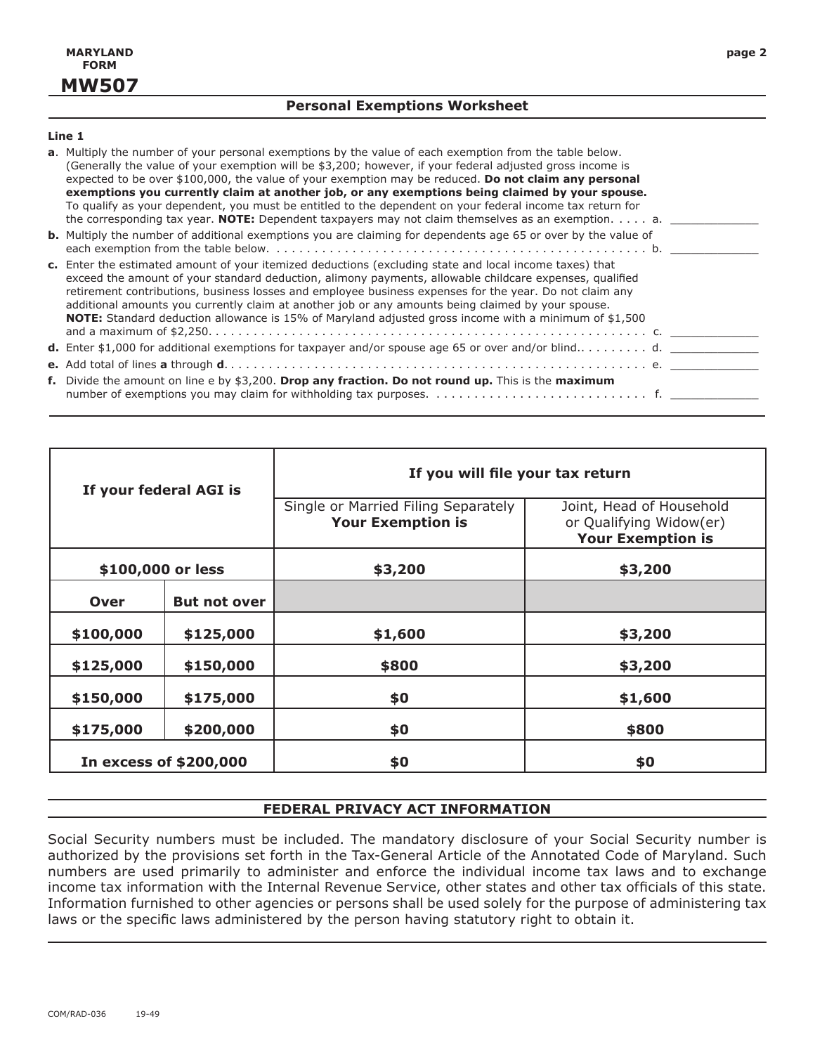**MARYLAND FORM**

# MW507

## Personal Exemptions Worksheet

**Line 1**

**a**. Multiply the number of your personal exemptions by the value of each exemption from the table below. (Generally the value of your exemption will be $3,200; however, if your federal adjusted gross income is expected to be over $100,000, the value of your exemption may be reduced. **Do not claim any personal exemptions you currently claim at another job, or any exemptions being claimed by your spouse.** To qualify as your dependent, you must be entitled to the dependent on your federal income tax return for the corresponding tax year. **NOTE:** Dependent taxpayers may not claim themselves as an exemption. . . . . a. _____________

**b.** Multiply the number of additional exemptions you are claiming for dependents age 65 or over by the value of each exemption from the table below. . . . . . . . . . . . . . . . . . . . . . . . . . . . . . . . . . . . . . . . . . . . . . . . . b. _____________

**c.** Enter the estimated amount of your itemized deductions (excluding state and local income taxes) that exceed the amount of your standard deduction, alimony payments, allowable childcare expenses, qualified retirement contributions, business losses and employee business expenses for the year. Do not claim any additional amounts you currently claim at another job or any amounts being claimed by your spouse. **NOTE:** Standard deduction allowance is 15% of Maryland adjusted gross income with a minimum of $1,500 and a maximum of $2,250. . . . . . . . . . . . . . . . . . . . . . . . . . . . . . . . . . . . . . . . . . . . . . . . . . . . . . . . . c. _____________

**d.** Enter $1,000 for additional exemptions for taxpayer and/or spouse age 65 or over and/or blind.. . . . . . . . . d. _____________

**e.** Add total of lines **a** through **d**. . . . . . . . . . . . . . . . . . . . . . . . . . . . . . . . . . . . . . . . . . . . . . . . . . . . . . . e. _____________

**f.** Divide the amount on line e by $3,200. **Drop any fraction. Do not round up.** This is the **maximum** number of exemptions you may claim for withholding tax purposes. . . . . . . . . . . . . . . . . . . . . . . . . . . . . f. _____________

| If your federal AGI is | | If you will file your tax return | |
|---|---|---|---|
| | | Single or Married Filing Separately **Your Exemption is** | Joint, Head of Household or Qualifying Widow(er) **Your Exemption is** |
| **$100,000 or less** | | **$3,200** | **$3,200** |
| **Over** | **But not over** | | |
| **$100,000** | **$125,000** | **$1,600** | **$3,200** |
| **$125,000** | **$150,000** | **$800** | **$3,200** |
| **$150,000** | **$175,000** | **$0** | **$1,600** |
| **$175,000** | **$200,000** | **$0** | **$800** |
| **In excess of $200,000** | | **$0** | **$0** |

## FEDERAL PRIVACY ACT INFORMATION

Social Security numbers must be included. The mandatory disclosure of your Social Security number is authorized by the provisions set forth in the Tax-General Article of the Annotated Code of Maryland. Such numbers are used primarily to administer and enforce the individual income tax laws and to exchange income tax information with the Internal Revenue Service, other states and other tax officials of this state. Information furnished to other agencies or persons shall be used solely for the purpose of administering tax laws or the specific laws administered by the person having statutory right to obtain it.

COM/RAD-036 19-49